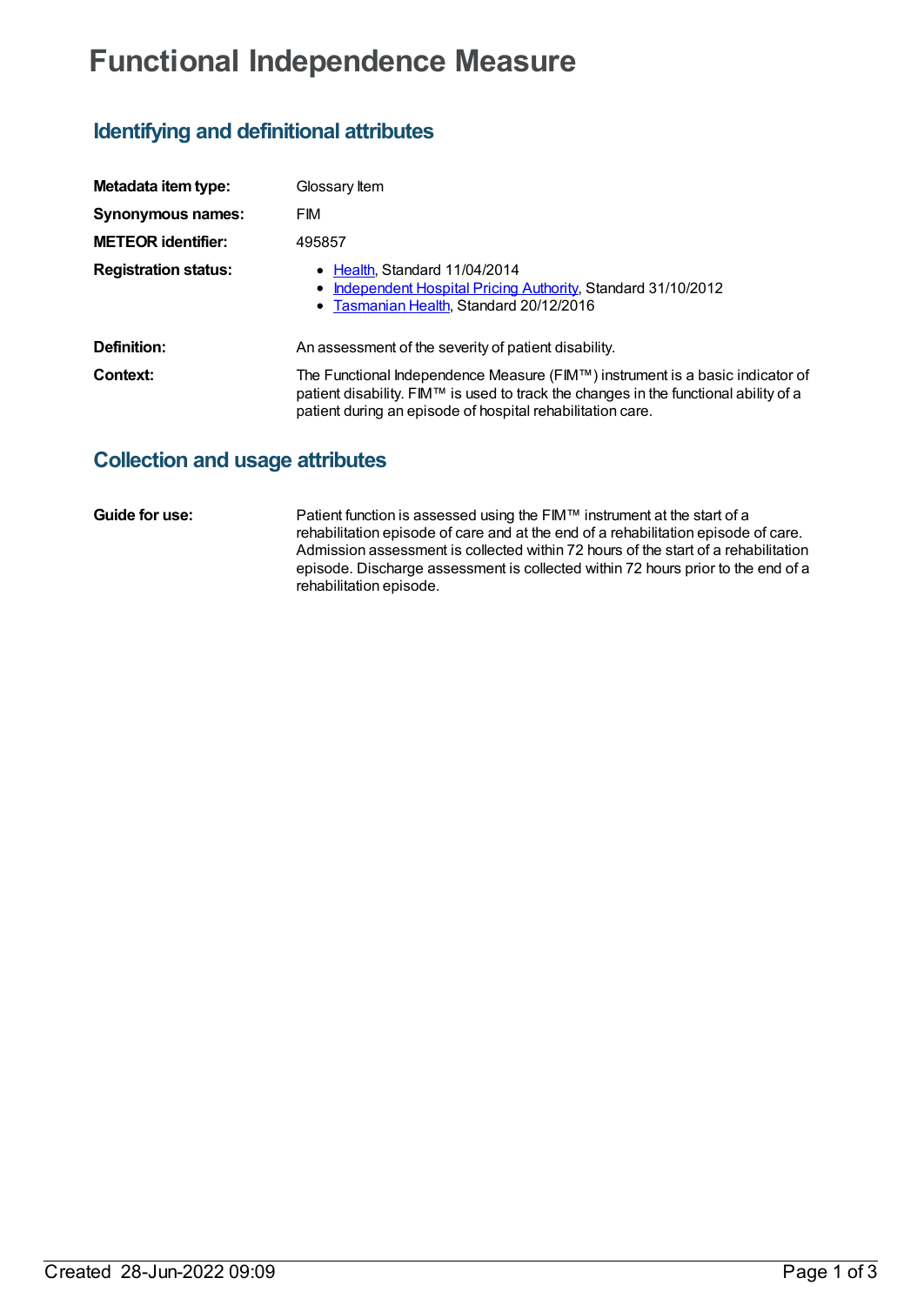# Functional Independence Measure

## Identifying and definitional attributes

**Metadata item type:** Glossary Item

**Synonymous names:** FIM

**METEOR identifier:** 495857

**Registration status:**

- Health, Standard 11/04/2014
- Independent Hospital Pricing Authority, Standard 31/10/2012
- Tasmanian Health, Standard 20/12/2016

**Definition:** An assessment of the severity of patient disability.

**Context:** The Functional Independence Measure (FIM™) instrument is a basic indicator of patient disability. FIM™ is used to track the changes in the functional ability of a patient during an episode of hospital rehabilitation care.

## Collection and usage attributes

**Guide for use:** Patient function is assessed using the FIM™ instrument at the start of a rehabilitation episode of care and at the end of a rehabilitation episode of care. Admission assessment is collected within 72 hours of the start of a rehabilitation episode. Discharge assessment is collected within 72 hours prior to the end of a rehabilitation episode.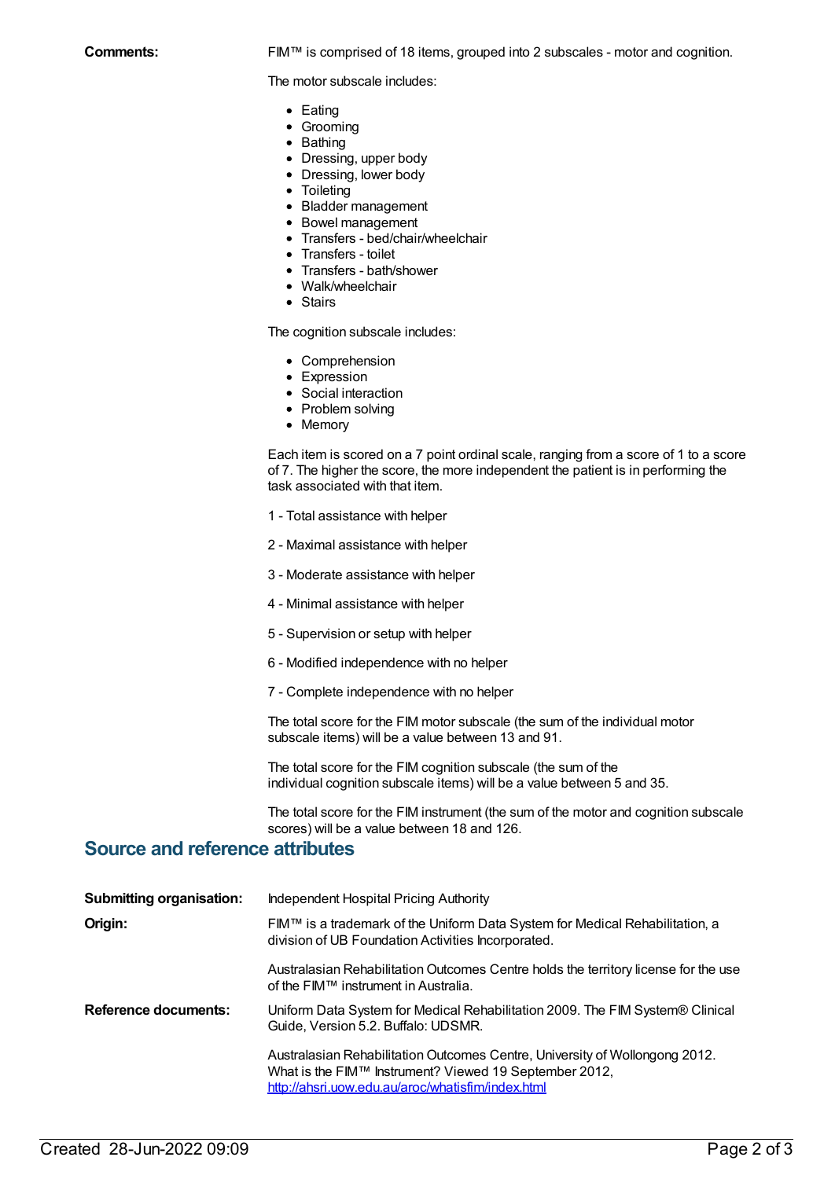**Comments:**

FIM™ is comprised of 18 items, grouped into 2 subscales - motor and cognition.

The motor subscale includes:

- Eating
- Grooming
- Bathing
- Dressing, upper body
- Dressing, lower body
- Toileting
- Bladder management
- Bowel management
- Transfers - bed/chair/wheelchair
- Transfers - toilet
- Transfers - bath/shower
- Walk/wheelchair
- Stairs

The cognition subscale includes:

- Comprehension
- Expression
- Social interaction
- Problem solving
- Memory

Each item is scored on a 7 point ordinal scale, ranging from a score of 1 to a score of 7. The higher the score, the more independent the patient is in performing the task associated with that item.

1 - Total assistance with helper

2 - Maximal assistance with helper

3 - Moderate assistance with helper

4 - Minimal assistance with helper

5 - Supervision or setup with helper

6 - Modified independence with no helper

7 - Complete independence with no helper

The total score for the FIM motor subscale (the sum of the individual motor subscale items) will be a value between 13 and 91.

The total score for the FIM cognition subscale (the sum of the individual cognition subscale items) will be a value between 5 and 35.

The total score for the FIM instrument (the sum of the motor and cognition subscale scores) will be a value between 18 and 126.

## Source and reference attributes

**Submitting organisation:** Independent Hospital Pricing Authority

**Origin:** FIM™ is a trademark of the Uniform Data System for Medical Rehabilitation, a division of UB Foundation Activities Incorporated.

Australasian Rehabilitation Outcomes Centre holds the territory license for the use of the FIM™ instrument in Australia.

**Reference documents:** Uniform Data System for Medical Rehabilitation 2009. The FIM System® Clinical Guide, Version 5.2. Buffalo: UDSMR.

Australasian Rehabilitation Outcomes Centre, University of Wollongong 2012. What is the FIM™ Instrument? Viewed 19 September 2012, http://ahsri.uow.edu.au/aroc/whatisfim/index.html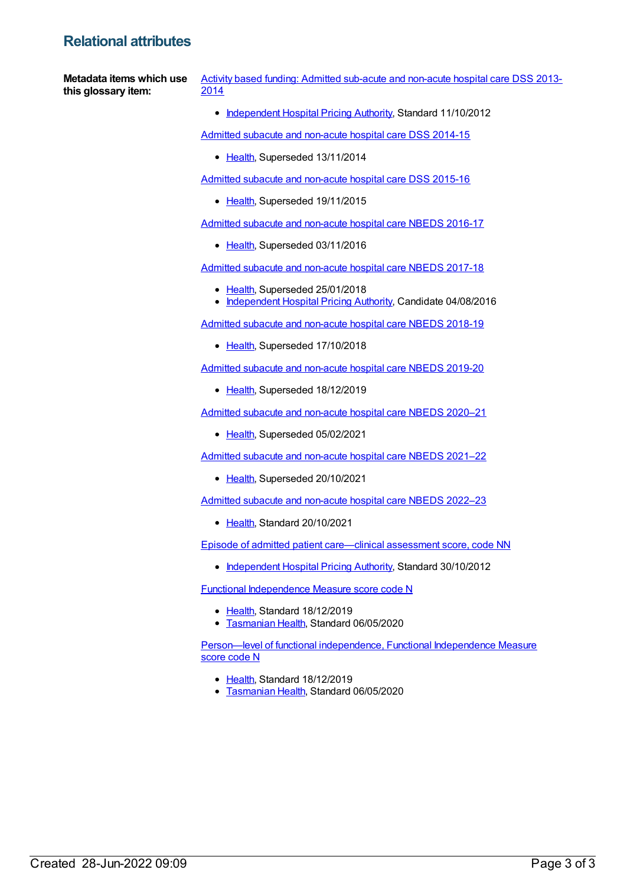## Relational attributes

**Metadata items which use this glossary item:**

Activity based funding: Admitted sub-acute and non-acute hospital care DSS 2013-2014

- Independent Hospital Pricing Authority, Standard 11/10/2012

Admitted subacute and non-acute hospital care DSS 2014-15

- Health, Superseded 13/11/2014

Admitted subacute and non-acute hospital care DSS 2015-16

- Health, Superseded 19/11/2015

Admitted subacute and non-acute hospital care NBEDS 2016-17

- Health, Superseded 03/11/2016

Admitted subacute and non-acute hospital care NBEDS 2017-18

- Health, Superseded 25/01/2018
- Independent Hospital Pricing Authority, Candidate 04/08/2016

Admitted subacute and non-acute hospital care NBEDS 2018-19

- Health, Superseded 17/10/2018

Admitted subacute and non-acute hospital care NBEDS 2019-20

- Health, Superseded 18/12/2019

Admitted subacute and non-acute hospital care NBEDS 2020–21

- Health, Superseded 05/02/2021

Admitted subacute and non-acute hospital care NBEDS 2021–22

- Health, Superseded 20/10/2021

Admitted subacute and non-acute hospital care NBEDS 2022–23

- Health, Standard 20/10/2021

Episode of admitted patient care—clinical assessment score, code NN

- Independent Hospital Pricing Authority, Standard 30/10/2012

Functional Independence Measure score code N

- Health, Standard 18/12/2019
- Tasmanian Health, Standard 06/05/2020

Person—level of functional independence, Functional Independence Measure score code N

- Health, Standard 18/12/2019
- Tasmanian Health, Standard 06/05/2020